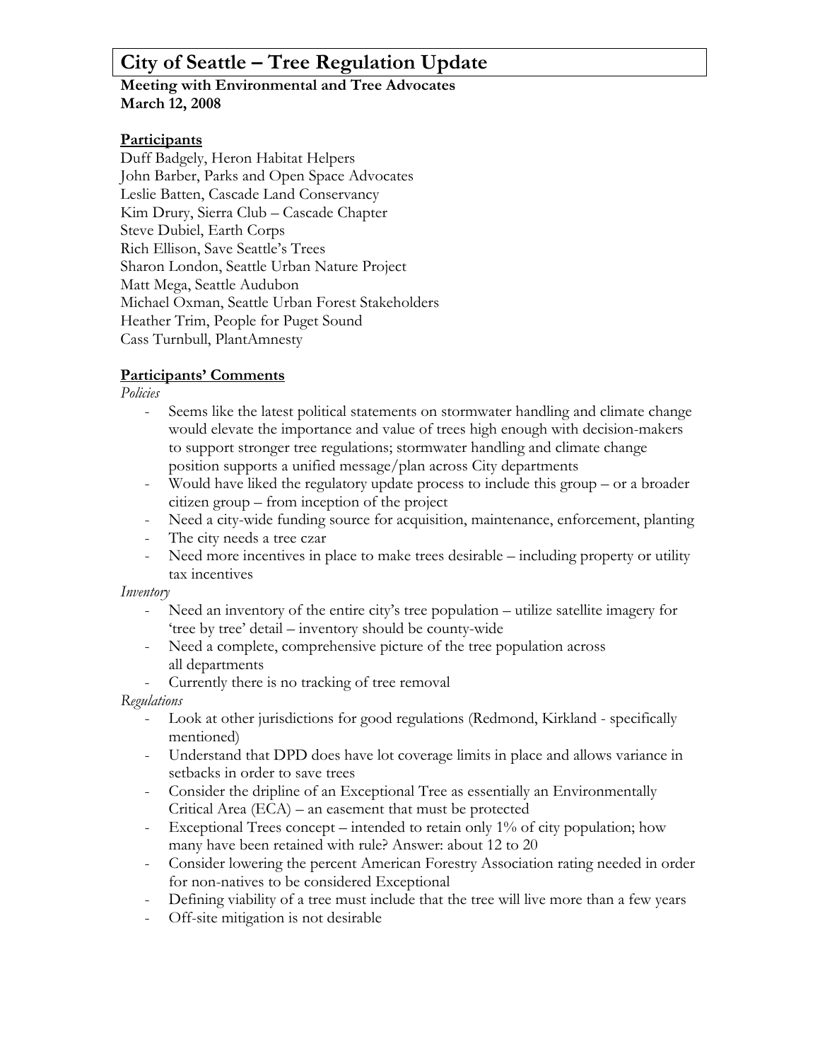# City of Seattle – Tree Regulation Update

**Meeting with Environmental and Tree Advocates**
**March 12, 2008**

## Participants

Duff Badgely, Heron Habitat Helpers
John Barber, Parks and Open Space Advocates
Leslie Batten, Cascade Land Conservancy
Kim Drury, Sierra Club – Cascade Chapter
Steve Dubiel, Earth Corps
Rich Ellison, Save Seattle's Trees
Sharon London, Seattle Urban Nature Project
Matt Mega, Seattle Audubon
Michael Oxman, Seattle Urban Forest Stakeholders
Heather Trim, People for Puget Sound
Cass Turnbull, PlantAmnesty

## Participants' Comments

*Policies*

- Seems like the latest political statements on stormwater handling and climate change would elevate the importance and value of trees high enough with decision-makers to support stronger tree regulations; stormwater handling and climate change position supports a unified message/plan across City departments
- Would have liked the regulatory update process to include this group – or a broader citizen group – from inception of the project
- Need a city-wide funding source for acquisition, maintenance, enforcement, planting
- The city needs a tree czar
- Need more incentives in place to make trees desirable – including property or utility tax incentives

*Inventory*

- Need an inventory of the entire city's tree population – utilize satellite imagery for 'tree by tree' detail – inventory should be county-wide
- Need a complete, comprehensive picture of the tree population across all departments
- Currently there is no tracking of tree removal

*Regulations*

- Look at other jurisdictions for good regulations (Redmond, Kirkland - specifically mentioned)
- Understand that DPD does have lot coverage limits in place and allows variance in setbacks in order to save trees
- Consider the dripline of an Exceptional Tree as essentially an Environmentally Critical Area (ECA) – an easement that must be protected
- Exceptional Trees concept – intended to retain only 1% of city population; how many have been retained with rule? Answer: about 12 to 20
- Consider lowering the percent American Forestry Association rating needed in order for non-natives to be considered Exceptional
- Defining viability of a tree must include that the tree will live more than a few years
- Off-site mitigation is not desirable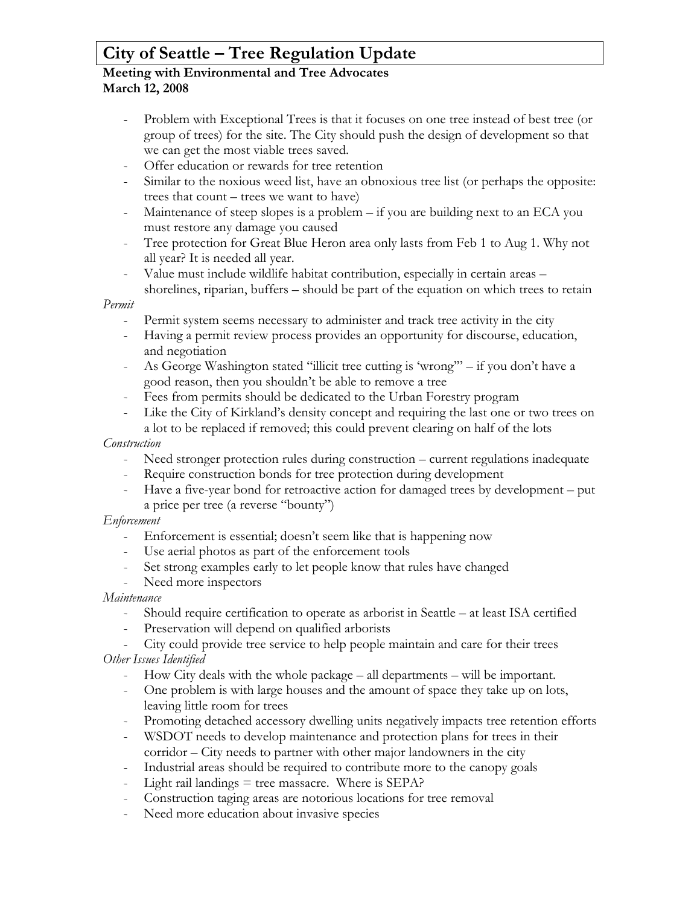# City of Seattle – Tree Regulation Update

**Meeting with Environmental and Tree Advocates**
**March 12, 2008**

- Problem with Exceptional Trees is that it focuses on one tree instead of best tree (or group of trees) for the site. The City should push the design of development so that we can get the most viable trees saved.
- Offer education or rewards for tree retention
- Similar to the noxious weed list, have an obnoxious tree list (or perhaps the opposite: trees that count – trees we want to have)
- Maintenance of steep slopes is a problem – if you are building next to an ECA you must restore any damage you caused
- Tree protection for Great Blue Heron area only lasts from Feb 1 to Aug 1. Why not all year? It is needed all year.
- Value must include wildlife habitat contribution, especially in certain areas – shorelines, riparian, buffers – should be part of the equation on which trees to retain

*Permit*

- Permit system seems necessary to administer and track tree activity in the city
- Having a permit review process provides an opportunity for discourse, education, and negotiation
- As George Washington stated "illicit tree cutting is 'wrong'" – if you don't have a good reason, then you shouldn't be able to remove a tree
- Fees from permits should be dedicated to the Urban Forestry program
- Like the City of Kirkland's density concept and requiring the last one or two trees on a lot to be replaced if removed; this could prevent clearing on half of the lots

*Construction*

- Need stronger protection rules during construction – current regulations inadequate
- Require construction bonds for tree protection during development
- Have a five-year bond for retroactive action for damaged trees by development – put a price per tree (a reverse "bounty")

*Enforcement*

- Enforcement is essential; doesn't seem like that is happening now
- Use aerial photos as part of the enforcement tools
- Set strong examples early to let people know that rules have changed
- Need more inspectors

*Maintenance*

- Should require certification to operate as arborist in Seattle – at least ISA certified
- Preservation will depend on qualified arborists
- City could provide tree service to help people maintain and care for their trees

*Other Issues Identified*

- How City deals with the whole package – all departments – will be important.
- One problem is with large houses and the amount of space they take up on lots, leaving little room for trees
- Promoting detached accessory dwelling units negatively impacts tree retention efforts
- WSDOT needs to develop maintenance and protection plans for trees in their corridor – City needs to partner with other major landowners in the city
- Industrial areas should be required to contribute more to the canopy goals
- Light rail landings = tree massacre. Where is SEPA?
- Construction taging areas are notorious locations for tree removal
- Need more education about invasive species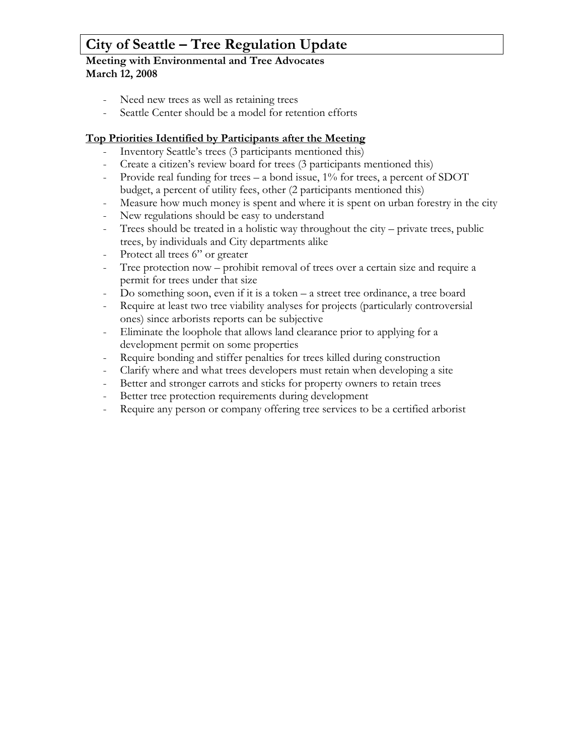# City of Seattle – Tree Regulation Update

**Meeting with Environmental and Tree Advocates**
**March 12, 2008**

- Need new trees as well as retaining trees
- Seattle Center should be a model for retention efforts

## Top Priorities Identified by Participants after the Meeting

- Inventory Seattle's trees (3 participants mentioned this)
- Create a citizen's review board for trees (3 participants mentioned this)
- Provide real funding for trees – a bond issue, 1% for trees, a percent of SDOT budget, a percent of utility fees, other (2 participants mentioned this)
- Measure how much money is spent and where it is spent on urban forestry in the city
- New regulations should be easy to understand
- Trees should be treated in a holistic way throughout the city – private trees, public trees, by individuals and City departments alike
- Protect all trees 6" or greater
- Tree protection now – prohibit removal of trees over a certain size and require a permit for trees under that size
- Do something soon, even if it is a token – a street tree ordinance, a tree board
- Require at least two tree viability analyses for projects (particularly controversial ones) since arborists reports can be subjective
- Eliminate the loophole that allows land clearance prior to applying for a development permit on some properties
- Require bonding and stiffer penalties for trees killed during construction
- Clarify where and what trees developers must retain when developing a site
- Better and stronger carrots and sticks for property owners to retain trees
- Better tree protection requirements during development
- Require any person or company offering tree services to be a certified arborist